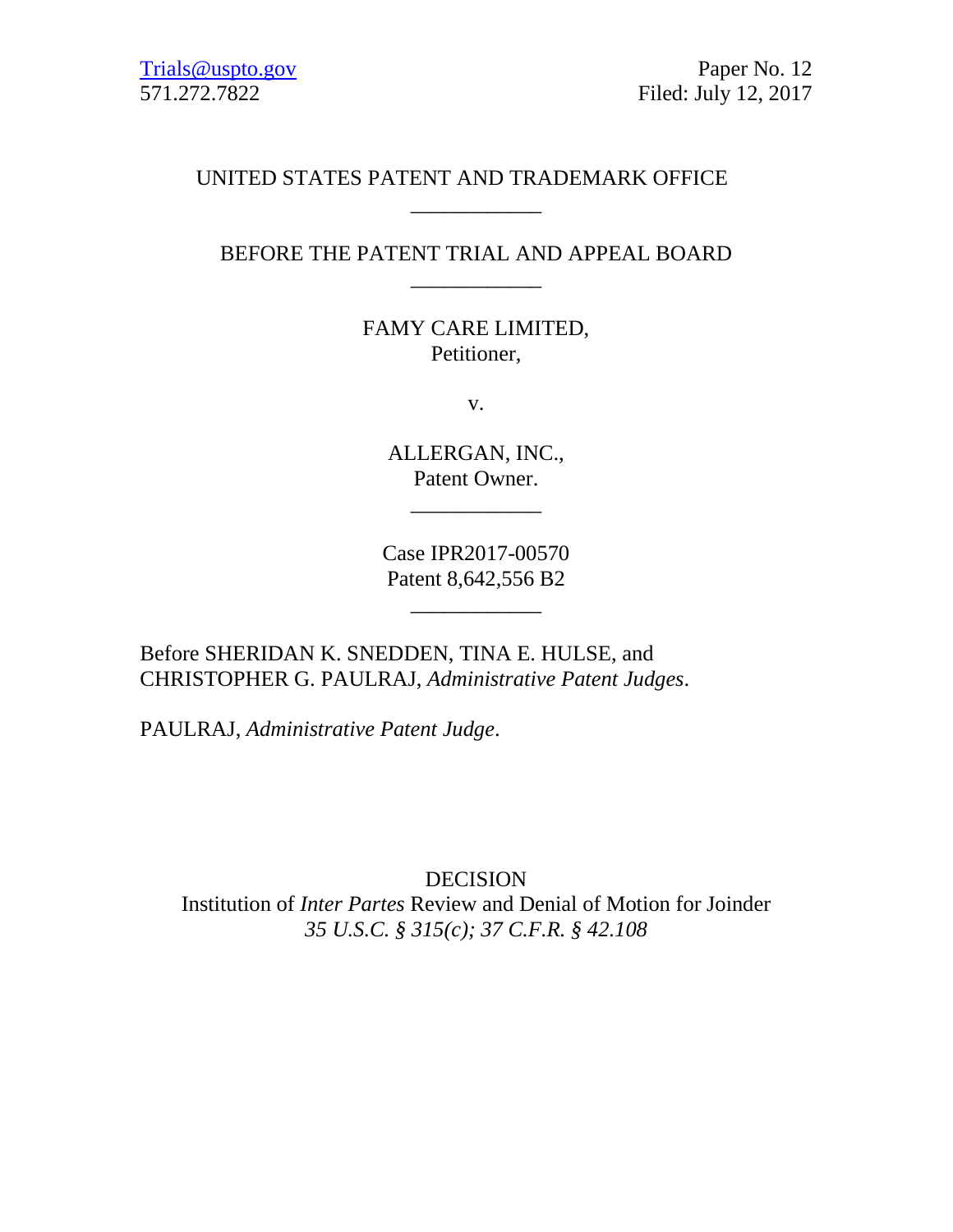Trials@uspto.gov
571.272.7822

Paper No. 12
Filed: July 12, 2017

UNITED STATES PATENT AND TRADEMARK OFFICE

---

BEFORE THE PATENT TRIAL AND APPEAL BOARD

---

FAMY CARE LIMITED,
Petitioner,

v.

ALLERGAN, INC.,
Patent Owner.

---

Case IPR2017-00570
Patent 8,642,556 B2

---

Before SHERIDAN K. SNEDDEN, TINA E. HULSE, and CHRISTOPHER G. PAULRAJ, *Administrative Patent Judges*.

PAULRAJ, *Administrative Patent Judge*.

DECISION
Institution of *Inter Partes* Review and Denial of Motion for Joinder
*35 U.S.C. § 315(c); 37 C.F.R. § 42.108*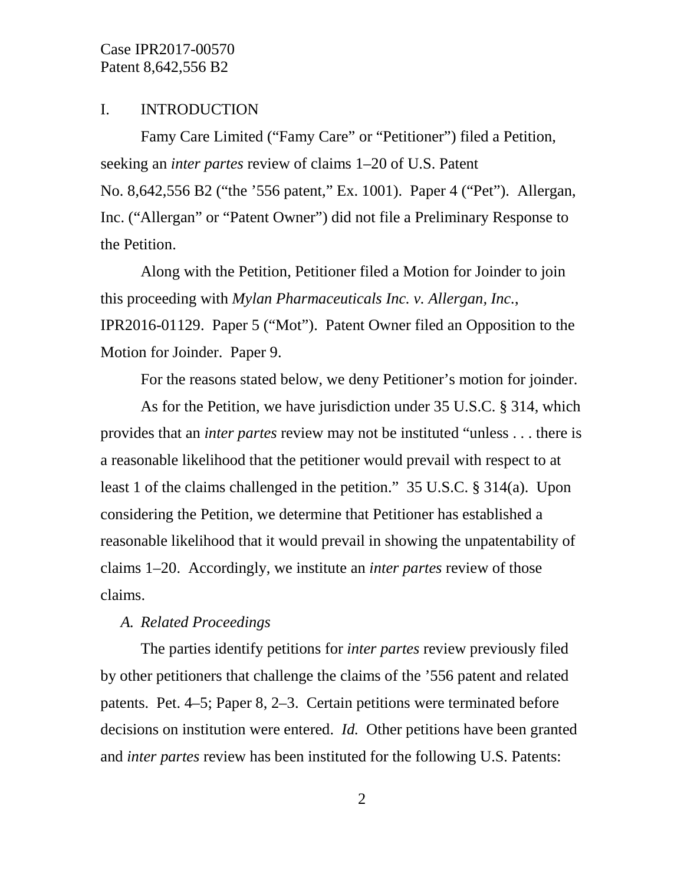## I. INTRODUCTION

Famy Care Limited ("Famy Care" or "Petitioner") filed a Petition, seeking an *inter partes* review of claims 1–20 of U.S. Patent No. 8,642,556 B2 ("the '556 patent," Ex. 1001). Paper 4 ("Pet"). Allergan, Inc. ("Allergan" or "Patent Owner") did not file a Preliminary Response to the Petition.

Along with the Petition, Petitioner filed a Motion for Joinder to join this proceeding with *Mylan Pharmaceuticals Inc. v. Allergan, Inc.*, IPR2016-01129. Paper 5 ("Mot"). Patent Owner filed an Opposition to the Motion for Joinder. Paper 9.

For the reasons stated below, we deny Petitioner's motion for joinder.

As for the Petition, we have jurisdiction under 35 U.S.C. § 314, which provides that an *inter partes* review may not be instituted "unless . . . there is a reasonable likelihood that the petitioner would prevail with respect to at least 1 of the claims challenged in the petition." 35 U.S.C. § 314(a). Upon considering the Petition, we determine that Petitioner has established a reasonable likelihood that it would prevail in showing the unpatentability of claims 1–20. Accordingly, we institute an *inter partes* review of those claims.

### *A. Related Proceedings*

The parties identify petitions for *inter partes* review previously filed by other petitioners that challenge the claims of the '556 patent and related patents. Pet. 4–5; Paper 8, 2–3. Certain petitions were terminated before decisions on institution were entered. *Id.* Other petitions have been granted and *inter partes* review has been instituted for the following U.S. Patents: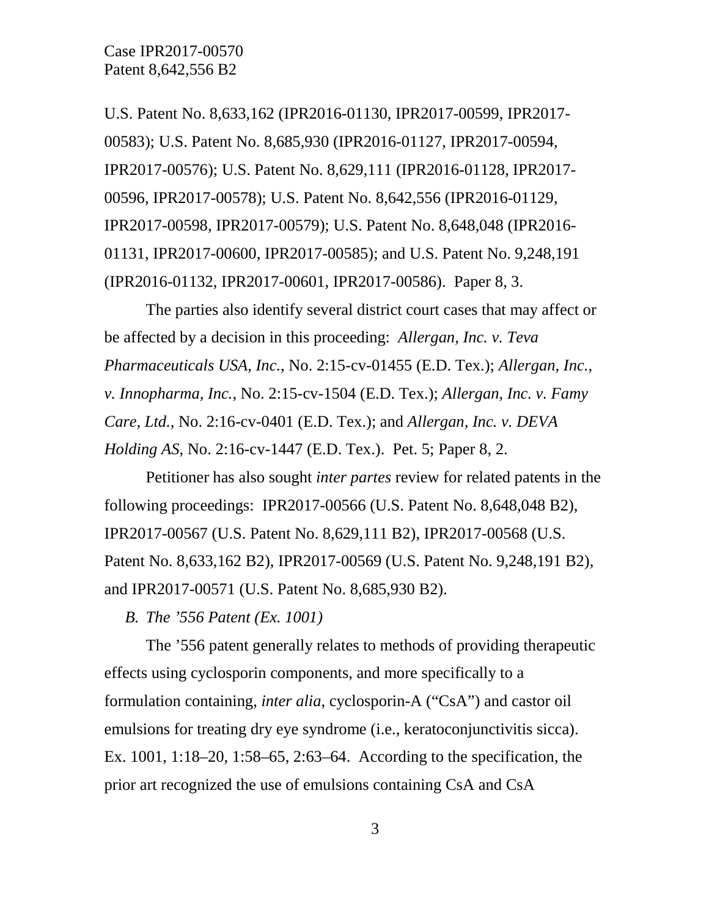U.S. Patent No. 8,633,162 (IPR2016-01130, IPR2017-00599, IPR2017-00583); U.S. Patent No. 8,685,930 (IPR2016-01127, IPR2017-00594, IPR2017-00576); U.S. Patent No. 8,629,111 (IPR2016-01128, IPR2017-00596, IPR2017-00578); U.S. Patent No. 8,642,556 (IPR2016-01129, IPR2017-00598, IPR2017-00579); U.S. Patent No. 8,648,048 (IPR2016-01131, IPR2017-00600, IPR2017-00585); and U.S. Patent No. 9,248,191 (IPR2016-01132, IPR2017-00601, IPR2017-00586). Paper 8, 3.

The parties also identify several district court cases that may affect or be affected by a decision in this proceeding: *Allergan, Inc. v. Teva Pharmaceuticals USA, Inc.*, No. 2:15-cv-01455 (E.D. Tex.); *Allergan, Inc., v. Innopharma, Inc.*, No. 2:15-cv-1504 (E.D. Tex.); *Allergan, Inc. v. Famy Care, Ltd.*, No. 2:16-cv-0401 (E.D. Tex.); and *Allergan, Inc. v. DEVA Holding AS*, No. 2:16-cv-1447 (E.D. Tex.). Pet. 5; Paper 8, 2.

Petitioner has also sought *inter partes* review for related patents in the following proceedings: IPR2017-00566 (U.S. Patent No. 8,648,048 B2), IPR2017-00567 (U.S. Patent No. 8,629,111 B2), IPR2017-00568 (U.S. Patent No. 8,633,162 B2), IPR2017-00569 (U.S. Patent No. 9,248,191 B2), and IPR2017-00571 (U.S. Patent No. 8,685,930 B2).

*B. The '556 Patent (Ex. 1001)*

The '556 patent generally relates to methods of providing therapeutic effects using cyclosporin components, and more specifically to a formulation containing, *inter alia*, cyclosporin-A ("CsA") and castor oil emulsions for treating dry eye syndrome (i.e., keratoconjunctivitis sicca). Ex. 1001, 1:18–20, 1:58–65, 2:63–64. According to the specification, the prior art recognized the use of emulsions containing CsA and CsA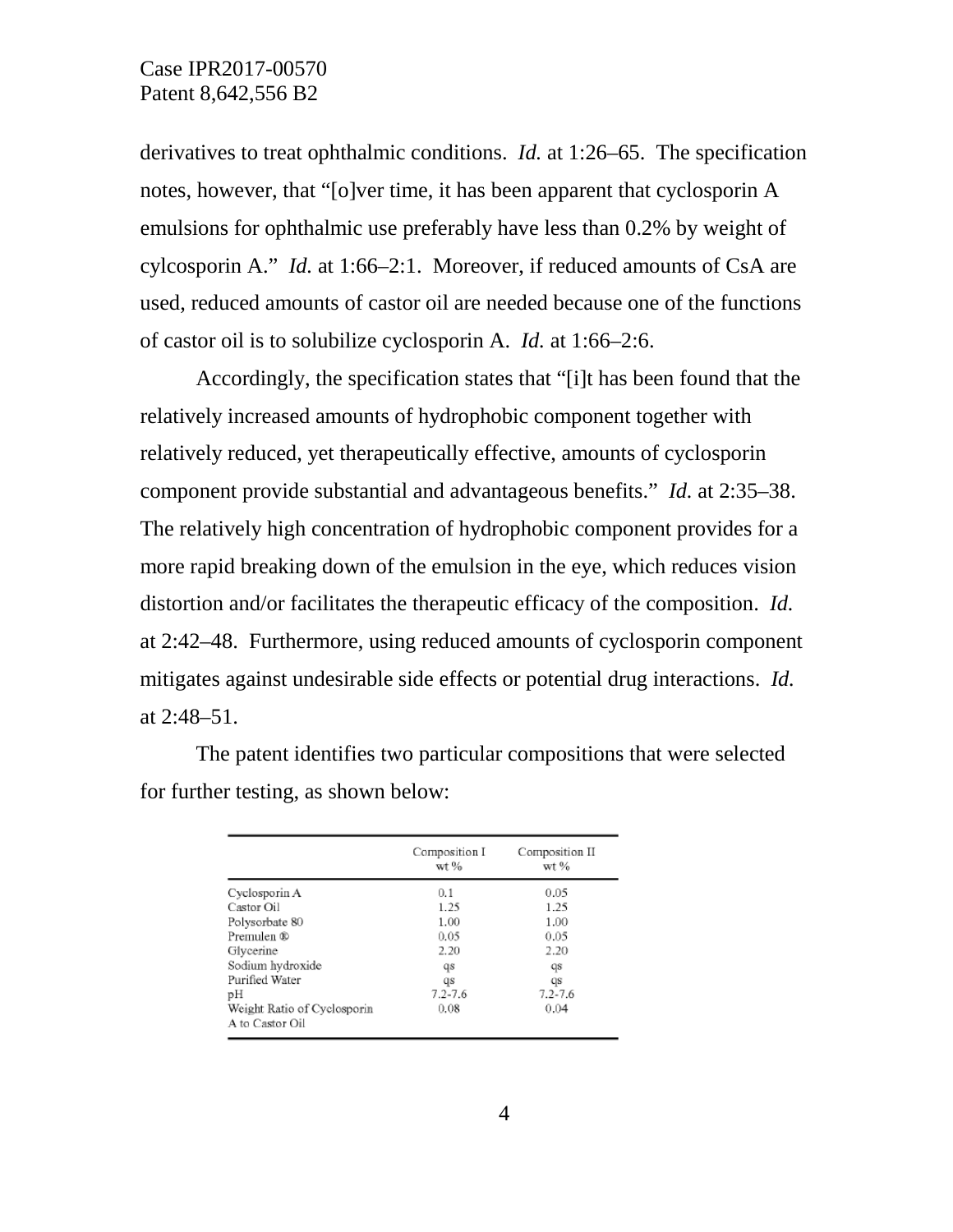derivatives to treat ophthalmic conditions. *Id.* at 1:26–65. The specification notes, however, that "[o]ver time, it has been apparent that cyclosporin A emulsions for ophthalmic use preferably have less than 0.2% by weight of cylcosporin A." *Id.* at 1:66–2:1. Moreover, if reduced amounts of CsA are used, reduced amounts of castor oil are needed because one of the functions of castor oil is to solubilize cyclosporin A. *Id.* at 1:66–2:6.

Accordingly, the specification states that "[i]t has been found that the relatively increased amounts of hydrophobic component together with relatively reduced, yet therapeutically effective, amounts of cyclosporin component provide substantial and advantageous benefits." *Id.* at 2:35–38. The relatively high concentration of hydrophobic component provides for a more rapid breaking down of the emulsion in the eye, which reduces vision distortion and/or facilitates the therapeutic efficacy of the composition. *Id.* at 2:42–48. Furthermore, using reduced amounts of cyclosporin component mitigates against undesirable side effects or potential drug interactions. *Id.* at 2:48–51.

The patent identifies two particular compositions that were selected for further testing, as shown below:

| | Composition I wt % | Composition II wt % |
|---|---|---|
| Cyclosporin A | 0.1 | 0.05 |
| Castor Oil | 1.25 | 1.25 |
| Polysorbate 80 | 1.00 | 1.00 |
| Premulen ® | 0.05 | 0.05 |
| Glycerine | 2.20 | 2.20 |
| Sodium hydroxide | qs | qs |
| Purified Water | qs | qs |
| pH | 7.2-7.6 | 7.2-7.6 |
| Weight Ratio of Cyclosporin A to Castor Oil | 0.08 | 0.04 |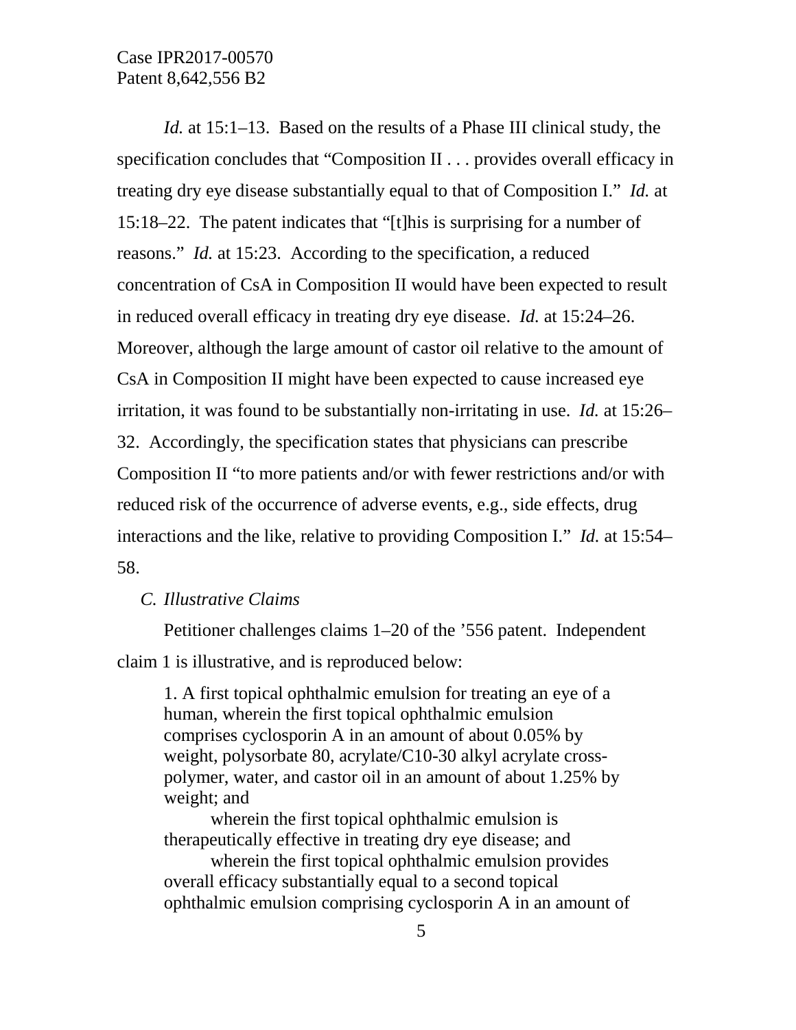*Id.* at 15:1–13. Based on the results of a Phase III clinical study, the specification concludes that "Composition II . . . provides overall efficacy in treating dry eye disease substantially equal to that of Composition I." *Id.* at 15:18–22. The patent indicates that "[t]his is surprising for a number of reasons." *Id.* at 15:23. According to the specification, a reduced concentration of CsA in Composition II would have been expected to result in reduced overall efficacy in treating dry eye disease. *Id.* at 15:24–26. Moreover, although the large amount of castor oil relative to the amount of CsA in Composition II might have been expected to cause increased eye irritation, it was found to be substantially non-irritating in use. *Id.* at 15:26–32. Accordingly, the specification states that physicians can prescribe Composition II "to more patients and/or with fewer restrictions and/or with reduced risk of the occurrence of adverse events, e.g., side effects, drug interactions and the like, relative to providing Composition I." *Id.* at 15:54–58.

### *C. Illustrative Claims*

Petitioner challenges claims 1–20 of the '556 patent. Independent claim 1 is illustrative, and is reproduced below:

> 1. A first topical ophthalmic emulsion for treating an eye of a human, wherein the first topical ophthalmic emulsion comprises cyclosporin A in an amount of about 0.05% by weight, polysorbate 80, acrylate/C10-30 alkyl acrylate cross-polymer, water, and castor oil in an amount of about 1.25% by weight; and
>
> wherein the first topical ophthalmic emulsion is therapeutically effective in treating dry eye disease; and
>
> wherein the first topical ophthalmic emulsion provides overall efficacy substantially equal to a second topical ophthalmic emulsion comprising cyclosporin A in an amount of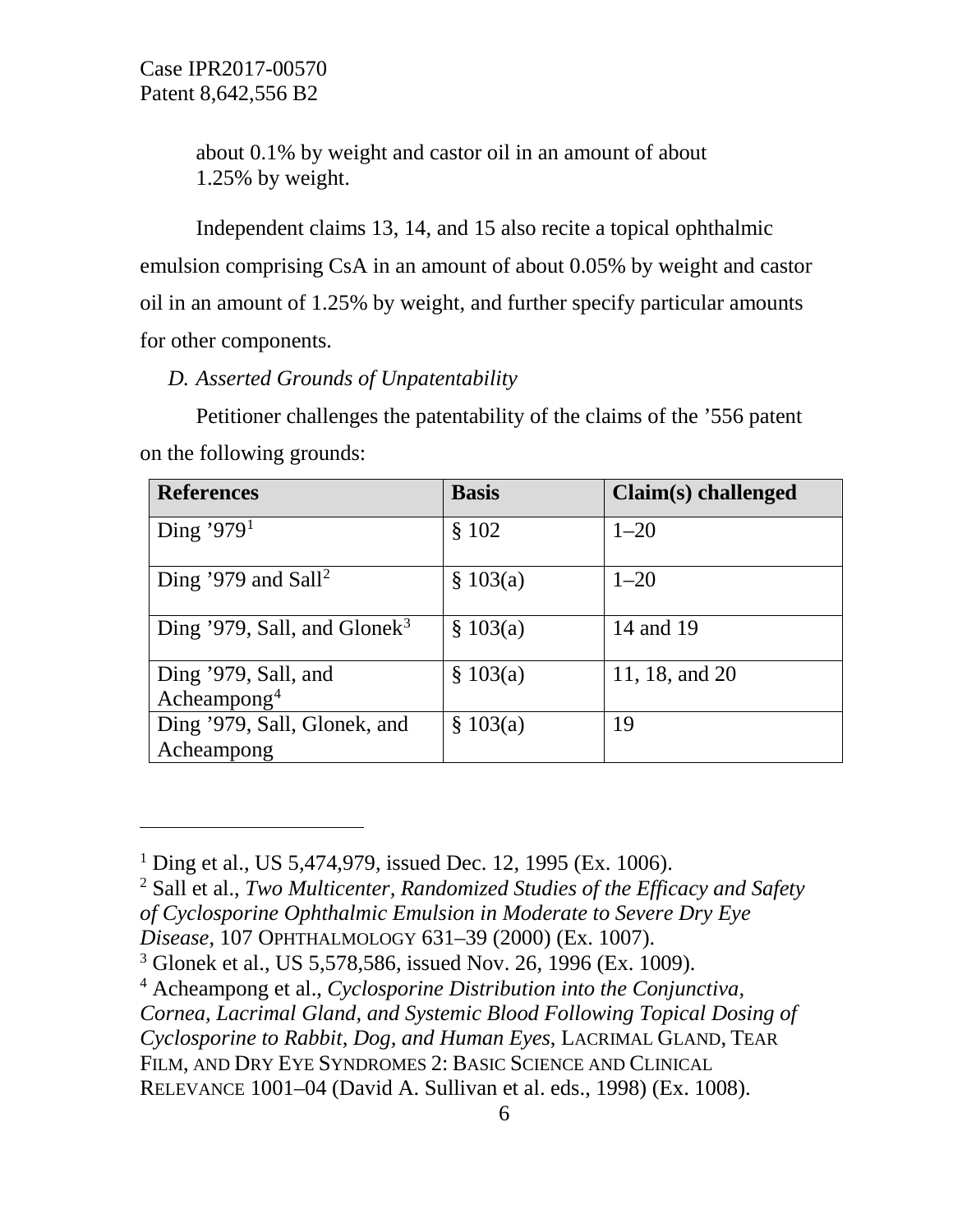about 0.1% by weight and castor oil in an amount of about 1.25% by weight.

Independent claims 13, 14, and 15 also recite a topical ophthalmic emulsion comprising CsA in an amount of about 0.05% by weight and castor oil in an amount of 1.25% by weight, and further specify particular amounts for other components.

*D. Asserted Grounds of Unpatentability*

Petitioner challenges the patentability of the claims of the ’556 patent on the following grounds:

| References | Basis | Claim(s) challenged |
|---|---|---|
| Ding ’979[1] | § 102 | 1–20 |
| Ding ’979 and Sall[2] | § 103(a) | 1–20 |
| Ding ’979, Sall, and Glonek[3] | § 103(a) | 14 and 19 |
| Ding ’979, Sall, and Acheampong[4] | § 103(a) | 11, 18, and 20 |
| Ding ’979, Sall, Glonek, and Acheampong | § 103(a) | 19 |

---

[1] Ding et al., US 5,474,979, issued Dec. 12, 1995 (Ex. 1006).

[2] Sall et al., *Two Multicenter, Randomized Studies of the Efficacy and Safety of Cyclosporine Ophthalmic Emulsion in Moderate to Severe Dry Eye Disease*, 107 OPHTHALMOLOGY 631–39 (2000) (Ex. 1007).

[3] Glonek et al., US 5,578,586, issued Nov. 26, 1996 (Ex. 1009).

[4] Acheampong et al., *Cyclosporine Distribution into the Conjunctiva, Cornea, Lacrimal Gland, and Systemic Blood Following Topical Dosing of Cyclosporine to Rabbit, Dog, and Human Eyes*, LACRIMAL GLAND, TEAR FILM, AND DRY EYE SYNDROMES 2: BASIC SCIENCE AND CLINICAL RELEVANCE 1001–04 (David A. Sullivan et al. eds., 1998) (Ex. 1008).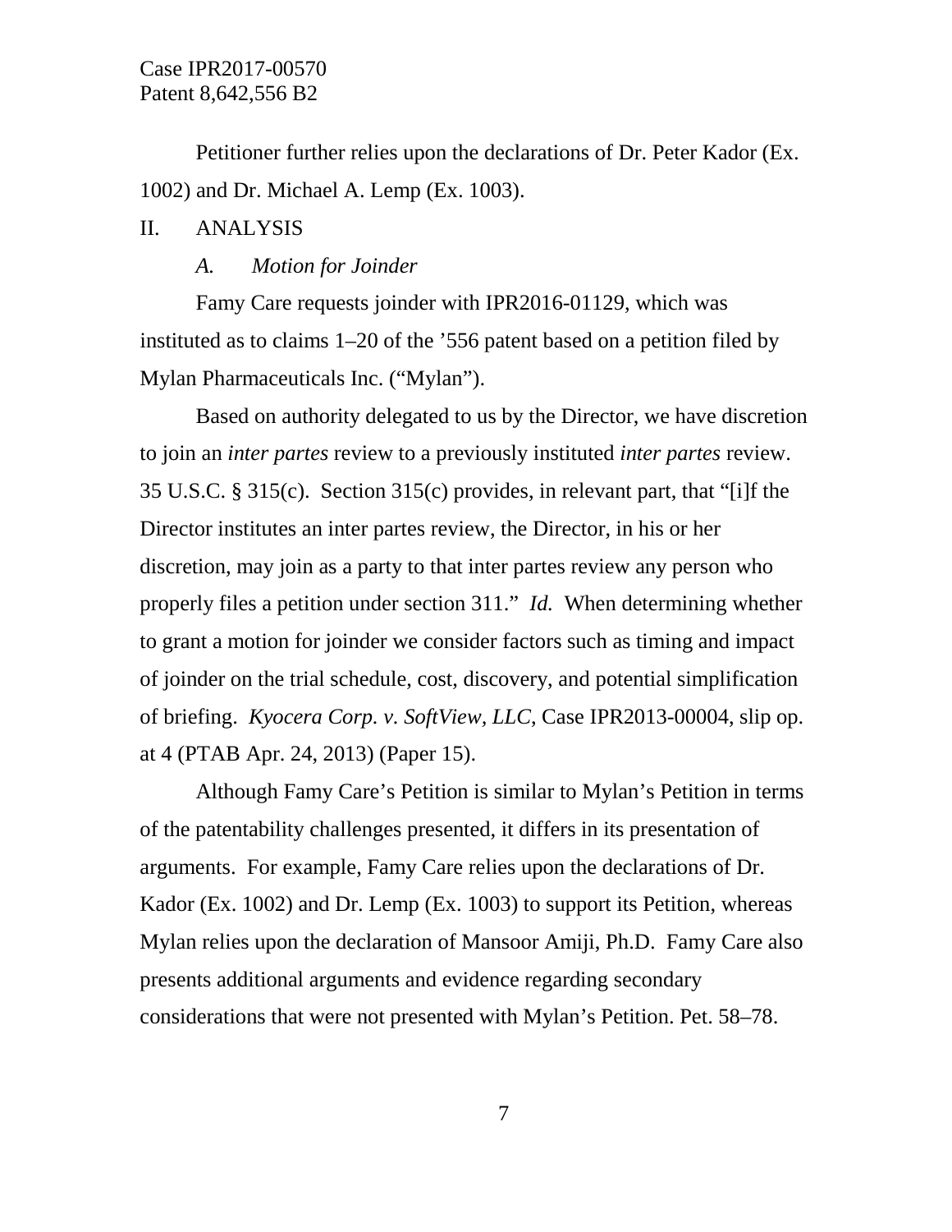Petitioner further relies upon the declarations of Dr. Peter Kador (Ex. 1002) and Dr. Michael A. Lemp (Ex. 1003).

## II. ANALYSIS

### *A. Motion for Joinder*

Famy Care requests joinder with IPR2016-01129, which was instituted as to claims 1–20 of the ’556 patent based on a petition filed by Mylan Pharmaceuticals Inc. (“Mylan”).

Based on authority delegated to us by the Director, we have discretion to join an *inter partes* review to a previously instituted *inter partes* review. 35 U.S.C. § 315(c). Section 315(c) provides, in relevant part, that “[i]f the Director institutes an inter partes review, the Director, in his or her discretion, may join as a party to that inter partes review any person who properly files a petition under section 311.” *Id.* When determining whether to grant a motion for joinder we consider factors such as timing and impact of joinder on the trial schedule, cost, discovery, and potential simplification of briefing. *Kyocera Corp. v. SoftView, LLC*, Case IPR2013-00004, slip op. at 4 (PTAB Apr. 24, 2013) (Paper 15).

Although Famy Care’s Petition is similar to Mylan’s Petition in terms of the patentability challenges presented, it differs in its presentation of arguments. For example, Famy Care relies upon the declarations of Dr. Kador (Ex. 1002) and Dr. Lemp (Ex. 1003) to support its Petition, whereas Mylan relies upon the declaration of Mansoor Amiji, Ph.D. Famy Care also presents additional arguments and evidence regarding secondary considerations that were not presented with Mylan’s Petition. Pet. 58–78.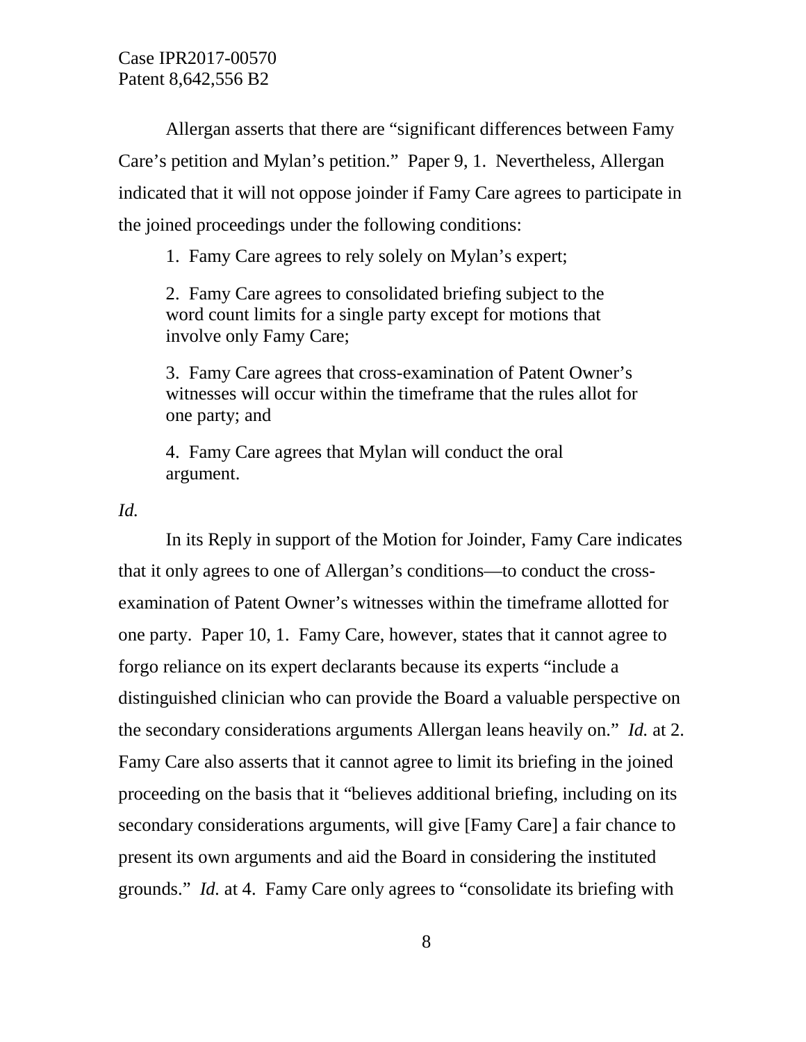Allergan asserts that there are "significant differences between Famy Care's petition and Mylan's petition." Paper 9, 1. Nevertheless, Allergan indicated that it will not oppose joinder if Famy Care agrees to participate in the joined proceedings under the following conditions:

> 1. Famy Care agrees to rely solely on Mylan's expert;
>
> 2. Famy Care agrees to consolidated briefing subject to the word count limits for a single party except for motions that involve only Famy Care;
>
> 3. Famy Care agrees that cross-examination of Patent Owner's witnesses will occur within the timeframe that the rules allot for one party; and
>
> 4. Famy Care agrees that Mylan will conduct the oral argument.

*Id.*

In its Reply in support of the Motion for Joinder, Famy Care indicates that it only agrees to one of Allergan's conditions—to conduct the cross-examination of Patent Owner's witnesses within the timeframe allotted for one party. Paper 10, 1. Famy Care, however, states that it cannot agree to forgo reliance on its expert declarants because its experts "include a distinguished clinician who can provide the Board a valuable perspective on the secondary considerations arguments Allergan leans heavily on." *Id.* at 2. Famy Care also asserts that it cannot agree to limit its briefing in the joined proceeding on the basis that it "believes additional briefing, including on its secondary considerations arguments, will give [Famy Care] a fair chance to present its own arguments and aid the Board in considering the instituted grounds." *Id.* at 4. Famy Care only agrees to "consolidate its briefing with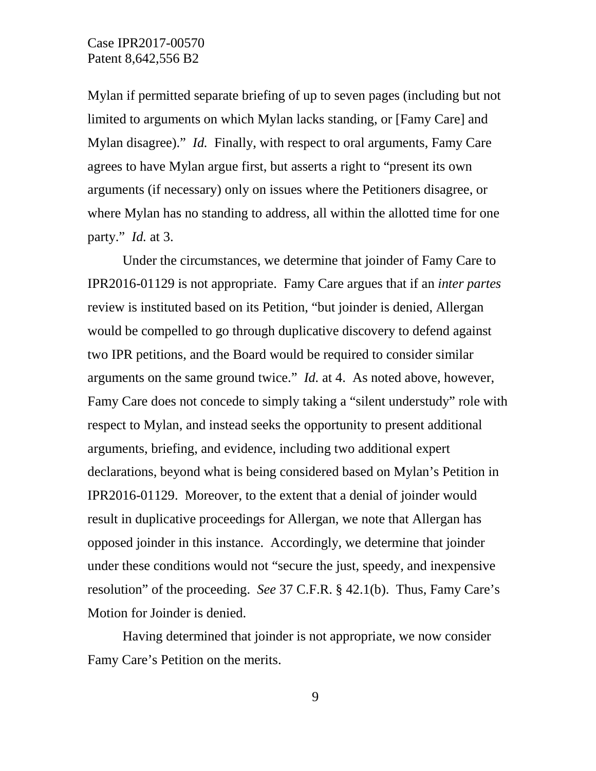Mylan if permitted separate briefing of up to seven pages (including but not limited to arguments on which Mylan lacks standing, or [Famy Care] and Mylan disagree)." *Id.* Finally, with respect to oral arguments, Famy Care agrees to have Mylan argue first, but asserts a right to "present its own arguments (if necessary) only on issues where the Petitioners disagree, or where Mylan has no standing to address, all within the allotted time for one party." *Id.* at 3.

Under the circumstances, we determine that joinder of Famy Care to IPR2016-01129 is not appropriate. Famy Care argues that if an *inter partes* review is instituted based on its Petition, "but joinder is denied, Allergan would be compelled to go through duplicative discovery to defend against two IPR petitions, and the Board would be required to consider similar arguments on the same ground twice." *Id.* at 4. As noted above, however, Famy Care does not concede to simply taking a "silent understudy" role with respect to Mylan, and instead seeks the opportunity to present additional arguments, briefing, and evidence, including two additional expert declarations, beyond what is being considered based on Mylan's Petition in IPR2016-01129. Moreover, to the extent that a denial of joinder would result in duplicative proceedings for Allergan, we note that Allergan has opposed joinder in this instance. Accordingly, we determine that joinder under these conditions would not "secure the just, speedy, and inexpensive resolution" of the proceeding. *See* 37 C.F.R. § 42.1(b). Thus, Famy Care's Motion for Joinder is denied.

Having determined that joinder is not appropriate, we now consider Famy Care's Petition on the merits.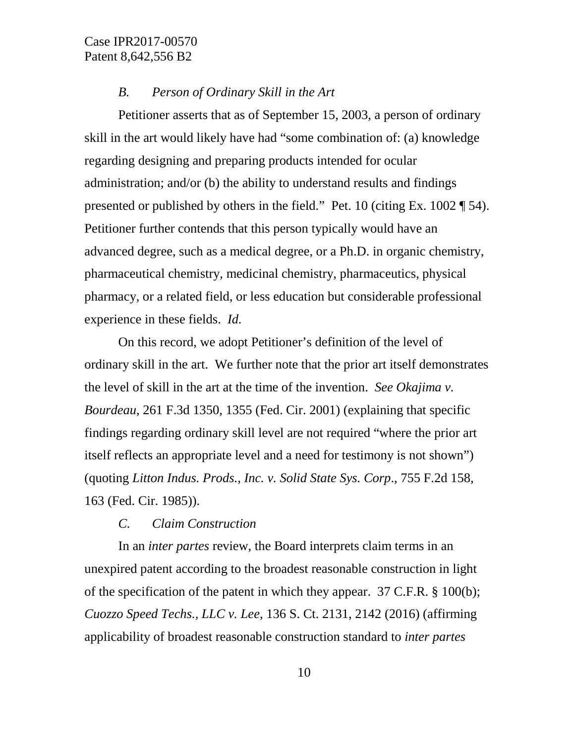### *B. Person of Ordinary Skill in the Art*

Petitioner asserts that as of September 15, 2003, a person of ordinary skill in the art would likely have had "some combination of: (a) knowledge regarding designing and preparing products intended for ocular administration; and/or (b) the ability to understand results and findings presented or published by others in the field." Pet. 10 (citing Ex. 1002 ¶ 54). Petitioner further contends that this person typically would have an advanced degree, such as a medical degree, or a Ph.D. in organic chemistry, pharmaceutical chemistry, medicinal chemistry, pharmaceutics, physical pharmacy, or a related field, or less education but considerable professional experience in these fields. *Id.*

On this record, we adopt Petitioner's definition of the level of ordinary skill in the art. We further note that the prior art itself demonstrates the level of skill in the art at the time of the invention. *See Okajima v. Bourdeau*, 261 F.3d 1350, 1355 (Fed. Cir. 2001) (explaining that specific findings regarding ordinary skill level are not required "where the prior art itself reflects an appropriate level and a need for testimony is not shown") (quoting *Litton Indus. Prods., Inc. v. Solid State Sys. Corp.*, 755 F.2d 158, 163 (Fed. Cir. 1985)).

### *C. Claim Construction*

In an *inter partes* review, the Board interprets claim terms in an unexpired patent according to the broadest reasonable construction in light of the specification of the patent in which they appear. 37 C.F.R. § 100(b); *Cuozzo Speed Techs., LLC v. Lee*, 136 S. Ct. 2131, 2142 (2016) (affirming applicability of broadest reasonable construction standard to *inter partes*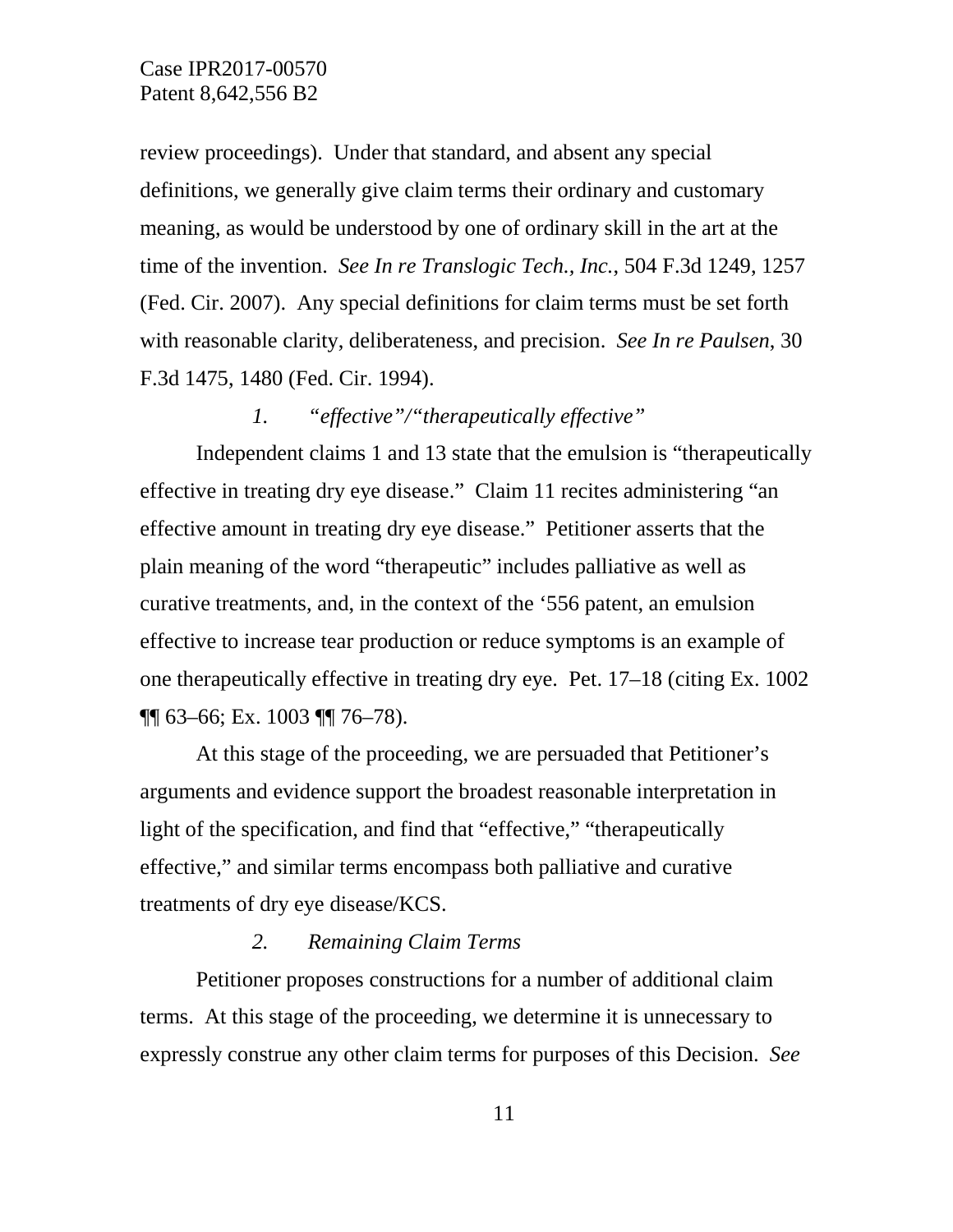review proceedings). Under that standard, and absent any special definitions, we generally give claim terms their ordinary and customary meaning, as would be understood by one of ordinary skill in the art at the time of the invention. *See In re Translogic Tech., Inc.*, 504 F.3d 1249, 1257 (Fed. Cir. 2007). Any special definitions for claim terms must be set forth with reasonable clarity, deliberateness, and precision. *See In re Paulsen*, 30 F.3d 1475, 1480 (Fed. Cir. 1994).

### *1. "effective"/"therapeutically effective"*

Independent claims 1 and 13 state that the emulsion is "therapeutically effective in treating dry eye disease." Claim 11 recites administering "an effective amount in treating dry eye disease." Petitioner asserts that the plain meaning of the word "therapeutic" includes palliative as well as curative treatments, and, in the context of the '556 patent, an emulsion effective to increase tear production or reduce symptoms is an example of one therapeutically effective in treating dry eye. Pet. 17–18 (citing Ex. 1002 ¶¶ 63–66; Ex. 1003 ¶¶ 76–78).

At this stage of the proceeding, we are persuaded that Petitioner's arguments and evidence support the broadest reasonable interpretation in light of the specification, and find that "effective," "therapeutically effective," and similar terms encompass both palliative and curative treatments of dry eye disease/KCS.

### *2. Remaining Claim Terms*

Petitioner proposes constructions for a number of additional claim terms. At this stage of the proceeding, we determine it is unnecessary to expressly construe any other claim terms for purposes of this Decision. *See*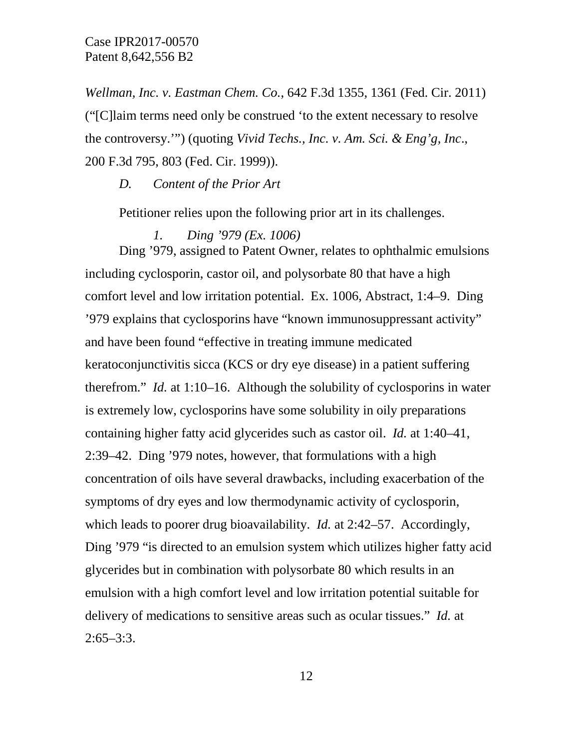*Wellman, Inc. v. Eastman Chem. Co.*, 642 F.3d 1355, 1361 (Fed. Cir. 2011) ("[C]laim terms need only be construed 'to the extent necessary to resolve the controversy.'") (quoting *Vivid Techs., Inc. v. Am. Sci. & Eng'g, Inc*., 200 F.3d 795, 803 (Fed. Cir. 1999)).

### *D. Content of the Prior Art*

Petitioner relies upon the following prior art in its challenges.

#### *1. Ding '979 (Ex. 1006)*

Ding '979, assigned to Patent Owner, relates to ophthalmic emulsions including cyclosporin, castor oil, and polysorbate 80 that have a high comfort level and low irritation potential. Ex. 1006, Abstract, 1:4–9. Ding '979 explains that cyclosporins have "known immunosuppressant activity" and have been found "effective in treating immune medicated keratoconjunctivitis sicca (KCS or dry eye disease) in a patient suffering therefrom." *Id.* at 1:10–16. Although the solubility of cyclosporins in water is extremely low, cyclosporins have some solubility in oily preparations containing higher fatty acid glycerides such as castor oil. *Id.* at 1:40–41, 2:39–42. Ding '979 notes, however, that formulations with a high concentration of oils have several drawbacks, including exacerbation of the symptoms of dry eyes and low thermodynamic activity of cyclosporin, which leads to poorer drug bioavailability. *Id.* at 2:42–57. Accordingly, Ding '979 "is directed to an emulsion system which utilizes higher fatty acid glycerides but in combination with polysorbate 80 which results in an emulsion with a high comfort level and low irritation potential suitable for delivery of medications to sensitive areas such as ocular tissues." *Id.* at 2:65–3:3.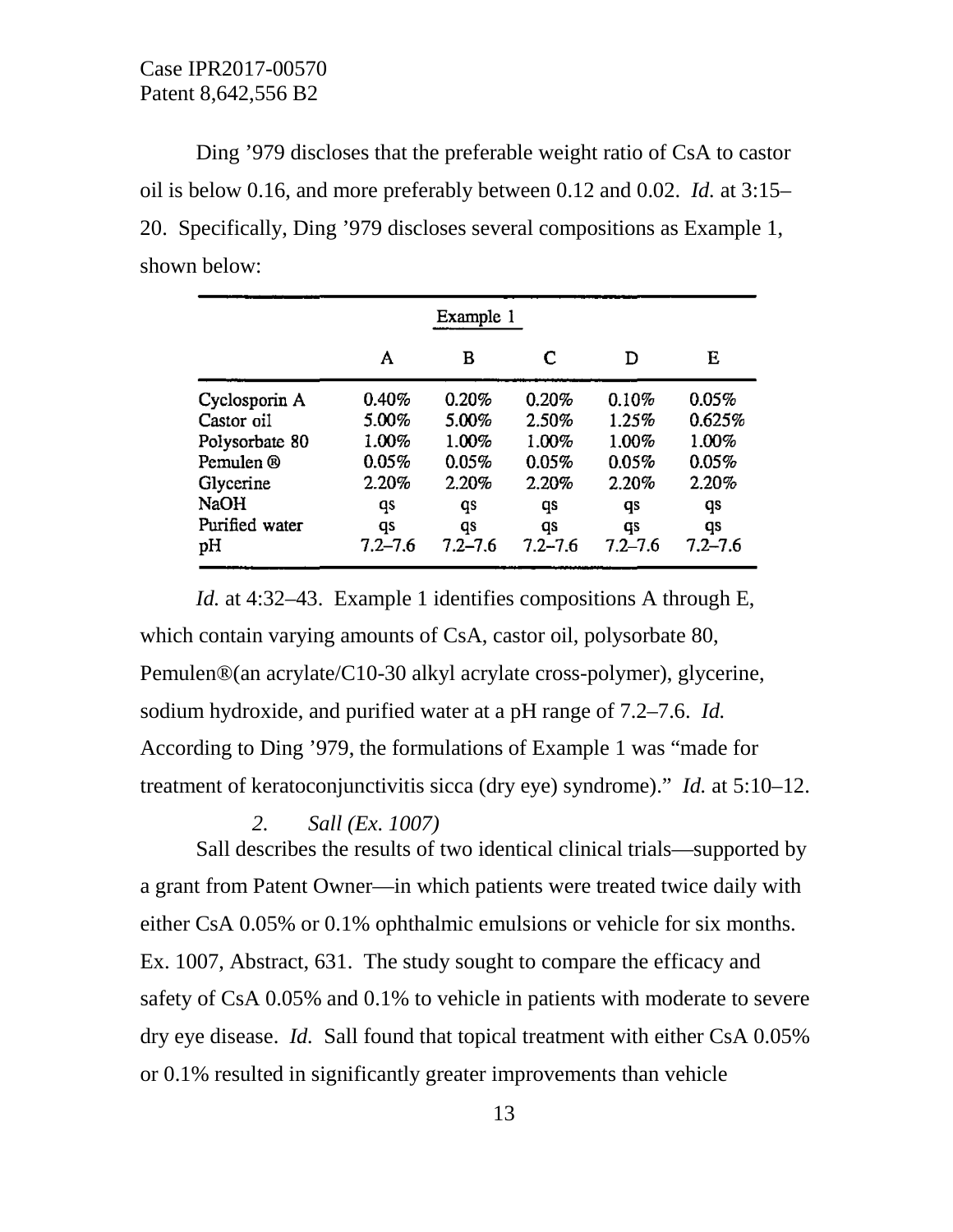Ding '979 discloses that the preferable weight ratio of CsA to castor oil is below 0.16, and more preferably between 0.12 and 0.02. *Id.* at 3:15–20. Specifically, Ding '979 discloses several compositions as Example 1, shown below:

| | Example 1 | | | | |
|---|---|---|---|---|---|
| | A | B | C | D | E |
| Cyclosporin A | 0.40% | 0.20% | 0.20% | 0.10% | 0.05% |
| Castor oil | 5.00% | 5.00% | 2.50% | 1.25% | 0.625% |
| Polysorbate 80 | 1.00% | 1.00% | 1.00% | 1.00% | 1.00% |
| Pemulen ® | 0.05% | 0.05% | 0.05% | 0.05% | 0.05% |
| Glycerine | 2.20% | 2.20% | 2.20% | 2.20% | 2.20% |
| NaOH | qs | qs | qs | qs | qs |
| Purified water | qs | qs | qs | qs | qs |
| pH | 7.2–7.6 | 7.2–7.6 | 7.2–7.6 | 7.2–7.6 | 7.2–7.6 |

*Id.* at 4:32–43. Example 1 identifies compositions A through E, which contain varying amounts of CsA, castor oil, polysorbate 80, Pemulen®(an acrylate/C10-30 alkyl acrylate cross-polymer), glycerine, sodium hydroxide, and purified water at a pH range of 7.2–7.6. *Id.* According to Ding '979, the formulations of Example 1 was "made for treatment of keratoconjunctivitis sicca (dry eye) syndrome)." *Id.* at 5:10–12.

*2. Sall (Ex. 1007)*

Sall describes the results of two identical clinical trials—supported by a grant from Patent Owner—in which patients were treated twice daily with either CsA 0.05% or 0.1% ophthalmic emulsions or vehicle for six months. Ex. 1007, Abstract, 631. The study sought to compare the efficacy and safety of CsA 0.05% and 0.1% to vehicle in patients with moderate to severe dry eye disease. *Id.* Sall found that topical treatment with either CsA 0.05% or 0.1% resulted in significantly greater improvements than vehicle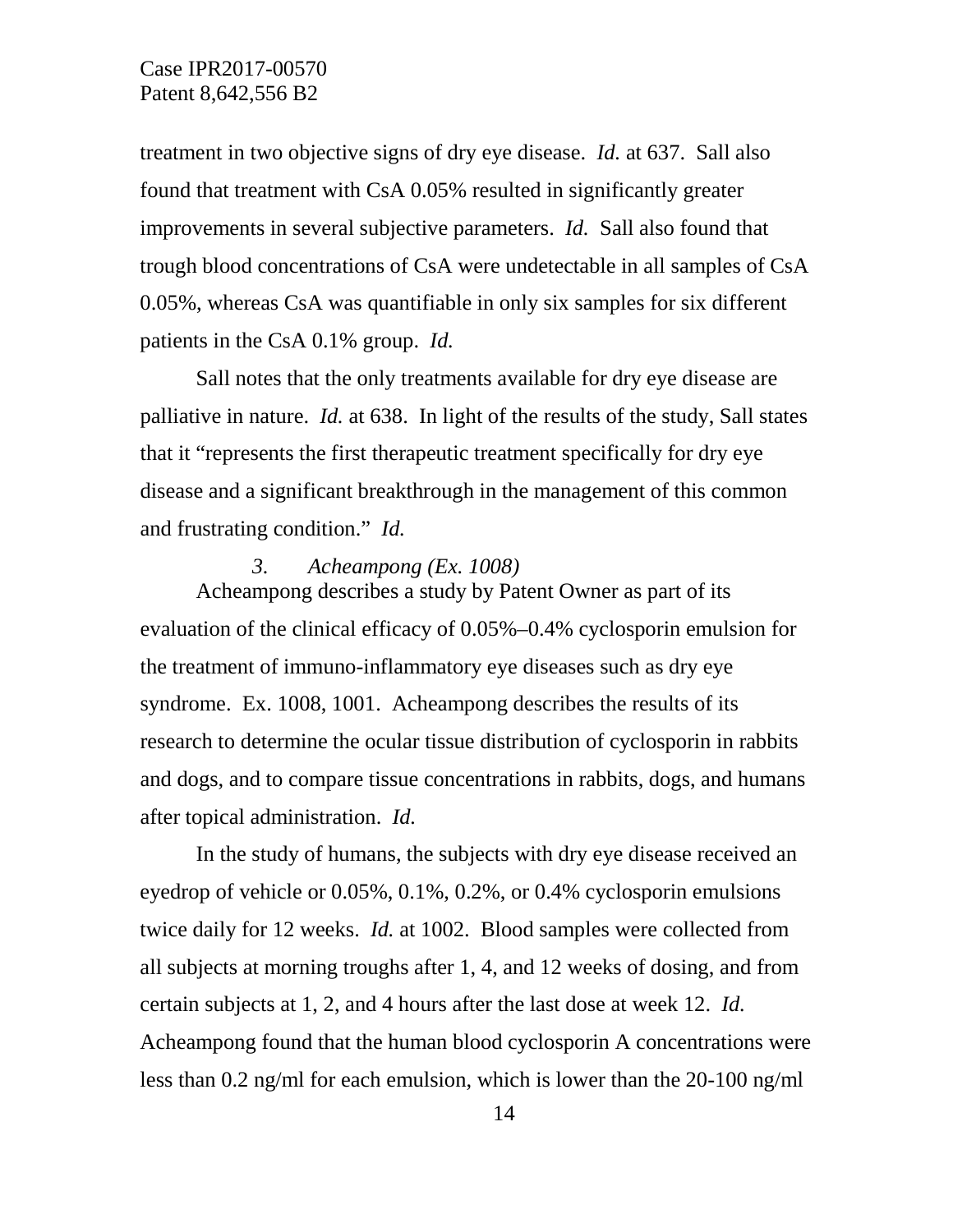treatment in two objective signs of dry eye disease. *Id.* at 637. Sall also found that treatment with CsA 0.05% resulted in significantly greater improvements in several subjective parameters. *Id.* Sall also found that trough blood concentrations of CsA were undetectable in all samples of CsA 0.05%, whereas CsA was quantifiable in only six samples for six different patients in the CsA 0.1% group. *Id.*

Sall notes that the only treatments available for dry eye disease are palliative in nature. *Id.* at 638. In light of the results of the study, Sall states that it "represents the first therapeutic treatment specifically for dry eye disease and a significant breakthrough in the management of this common and frustrating condition." *Id.*

### *3. Acheampong (Ex. 1008)*

Acheampong describes a study by Patent Owner as part of its evaluation of the clinical efficacy of 0.05%–0.4% cyclosporin emulsion for the treatment of immuno-inflammatory eye diseases such as dry eye syndrome. Ex. 1008, 1001. Acheampong describes the results of its research to determine the ocular tissue distribution of cyclosporin in rabbits and dogs, and to compare tissue concentrations in rabbits, dogs, and humans after topical administration. *Id.*

In the study of humans, the subjects with dry eye disease received an eyedrop of vehicle or 0.05%, 0.1%, 0.2%, or 0.4% cyclosporin emulsions twice daily for 12 weeks. *Id.* at 1002. Blood samples were collected from all subjects at morning troughs after 1, 4, and 12 weeks of dosing, and from certain subjects at 1, 2, and 4 hours after the last dose at week 12. *Id.* Acheampong found that the human blood cyclosporin A concentrations were less than 0.2 ng/ml for each emulsion, which is lower than the 20-100 ng/ml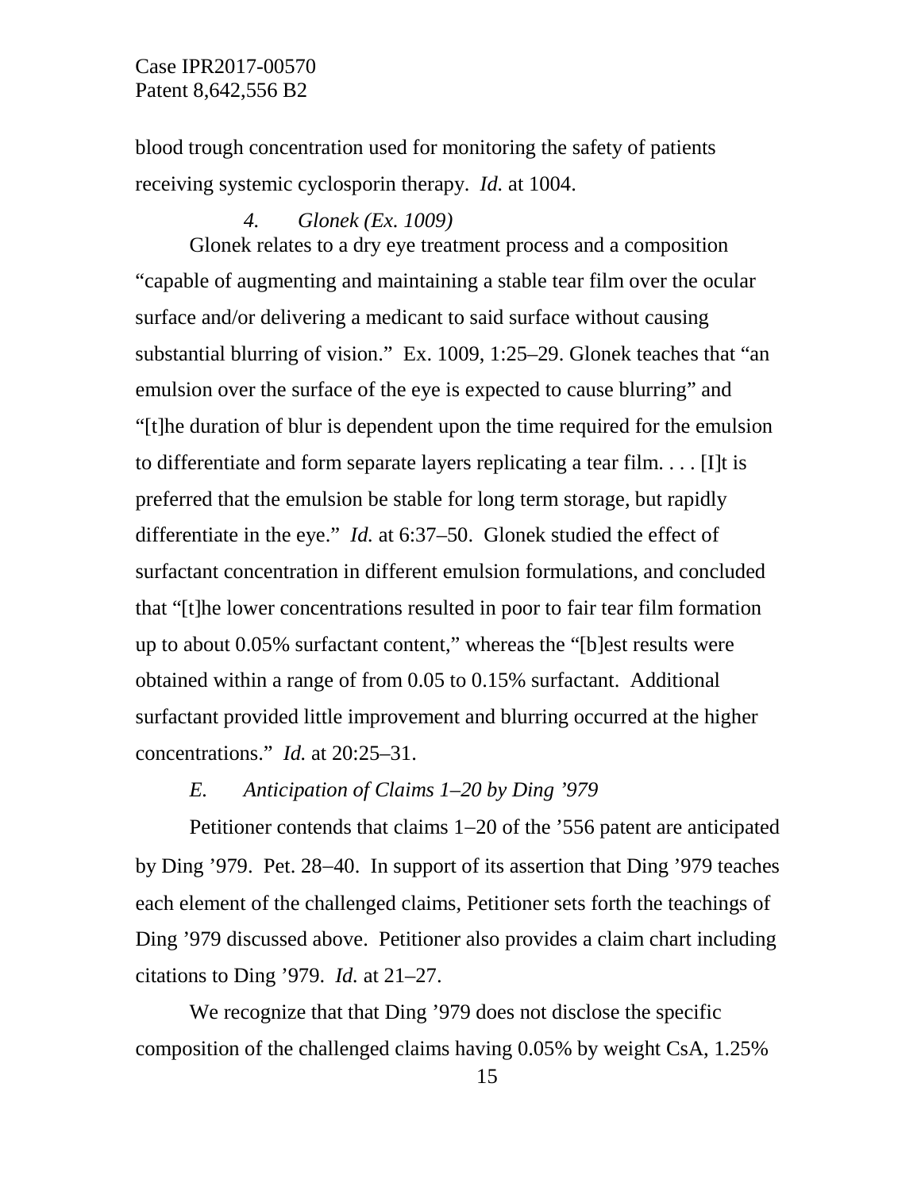blood trough concentration used for monitoring the safety of patients receiving systemic cyclosporin therapy. *Id.* at 1004.

### *4. Glonek (Ex. 1009)*

Glonek relates to a dry eye treatment process and a composition "capable of augmenting and maintaining a stable tear film over the ocular surface and/or delivering a medicant to said surface without causing substantial blurring of vision." Ex. 1009, 1:25–29. Glonek teaches that "an emulsion over the surface of the eye is expected to cause blurring" and "[t]he duration of blur is dependent upon the time required for the emulsion to differentiate and form separate layers replicating a tear film. . . . [I]t is preferred that the emulsion be stable for long term storage, but rapidly differentiate in the eye." *Id.* at 6:37–50. Glonek studied the effect of surfactant concentration in different emulsion formulations, and concluded that "[t]he lower concentrations resulted in poor to fair tear film formation up to about 0.05% surfactant content," whereas the "[b]est results were obtained within a range of from 0.05 to 0.15% surfactant. Additional surfactant provided little improvement and blurring occurred at the higher concentrations." *Id.* at 20:25–31.

## *E. Anticipation of Claims 1–20 by Ding '979*

Petitioner contends that claims 1–20 of the '556 patent are anticipated by Ding '979. Pet. 28–40. In support of its assertion that Ding '979 teaches each element of the challenged claims, Petitioner sets forth the teachings of Ding '979 discussed above. Petitioner also provides a claim chart including citations to Ding '979. *Id.* at 21–27.

We recognize that that Ding '979 does not disclose the specific composition of the challenged claims having 0.05% by weight CsA, 1.25%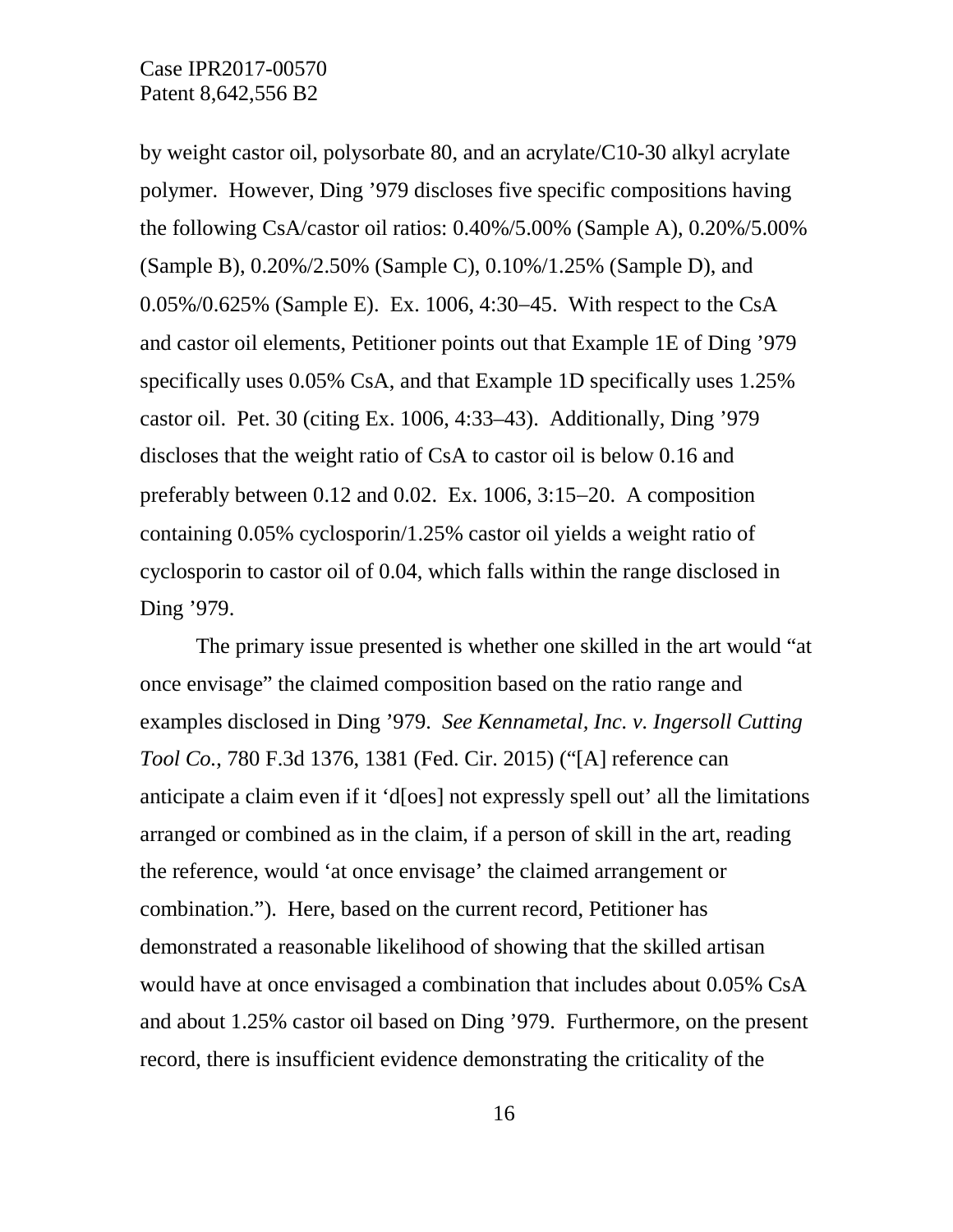by weight castor oil, polysorbate 80, and an acrylate/C10-30 alkyl acrylate polymer. However, Ding ’979 discloses five specific compositions having the following CsA/castor oil ratios: 0.40%/5.00% (Sample A), 0.20%/5.00% (Sample B), 0.20%/2.50% (Sample C), 0.10%/1.25% (Sample D), and 0.05%/0.625% (Sample E). Ex. 1006, 4:30–45. With respect to the CsA and castor oil elements, Petitioner points out that Example 1E of Ding ’979 specifically uses 0.05% CsA, and that Example 1D specifically uses 1.25% castor oil. Pet. 30 (citing Ex. 1006, 4:33–43). Additionally, Ding ’979 discloses that the weight ratio of CsA to castor oil is below 0.16 and preferably between 0.12 and 0.02. Ex. 1006, 3:15–20. A composition containing 0.05% cyclosporin/1.25% castor oil yields a weight ratio of cyclosporin to castor oil of 0.04, which falls within the range disclosed in Ding ’979.

The primary issue presented is whether one skilled in the art would “at once envisage” the claimed composition based on the ratio range and examples disclosed in Ding ’979. *See Kennametal, Inc. v. Ingersoll Cutting Tool Co.*, 780 F.3d 1376, 1381 (Fed. Cir. 2015) (“[A] reference can anticipate a claim even if it ‘d[oes] not expressly spell out’ all the limitations arranged or combined as in the claim, if a person of skill in the art, reading the reference, would ‘at once envisage’ the claimed arrangement or combination.”). Here, based on the current record, Petitioner has demonstrated a reasonable likelihood of showing that the skilled artisan would have at once envisaged a combination that includes about 0.05% CsA and about 1.25% castor oil based on Ding ’979. Furthermore, on the present record, there is insufficient evidence demonstrating the criticality of the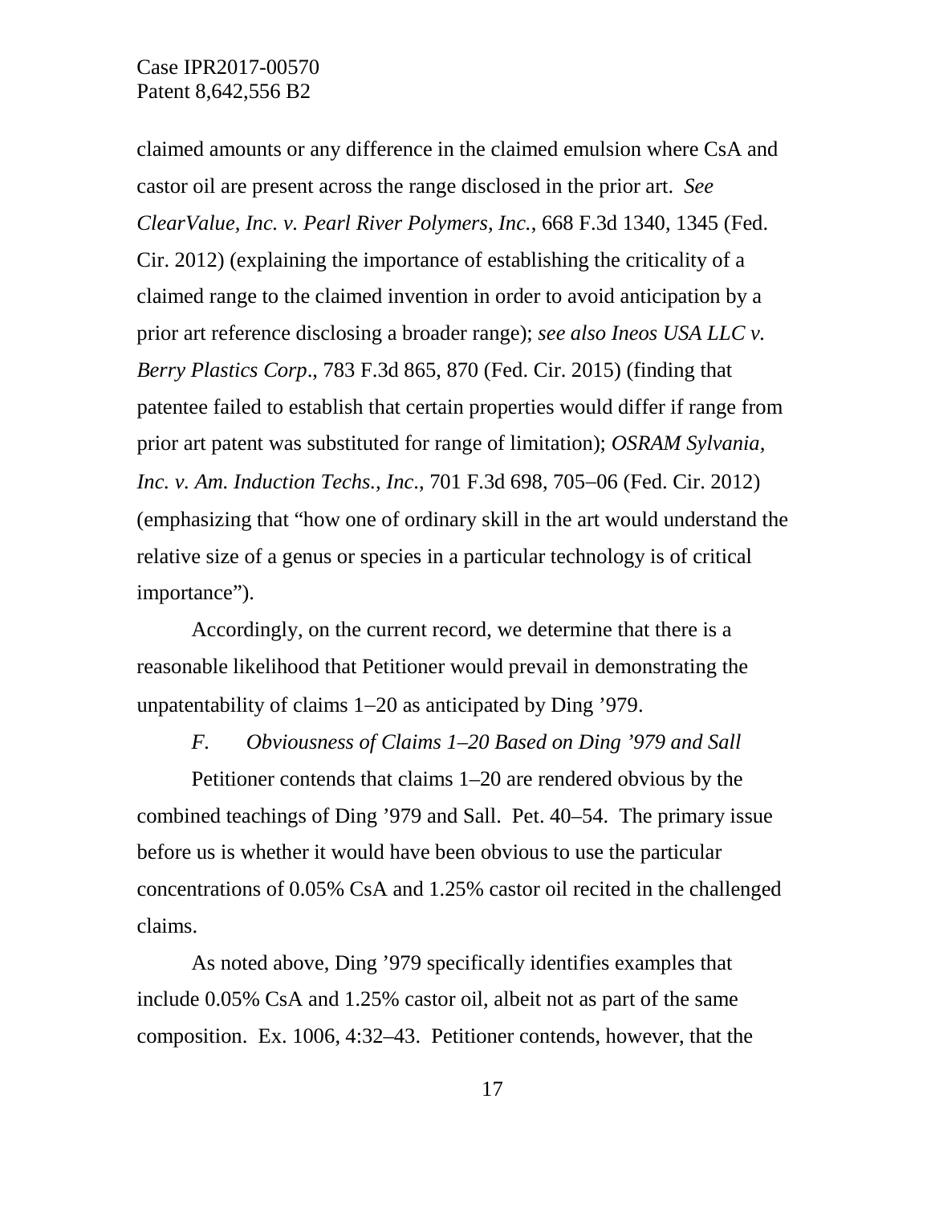claimed amounts or any difference in the claimed emulsion where CsA and castor oil are present across the range disclosed in the prior art. *See ClearValue, Inc. v. Pearl River Polymers, Inc.*, 668 F.3d 1340, 1345 (Fed. Cir. 2012) (explaining the importance of establishing the criticality of a claimed range to the claimed invention in order to avoid anticipation by a prior art reference disclosing a broader range); *see also Ineos USA LLC v. Berry Plastics Corp*., 783 F.3d 865, 870 (Fed. Cir. 2015) (finding that patentee failed to establish that certain properties would differ if range from prior art patent was substituted for range of limitation); *OSRAM Sylvania, Inc. v. Am. Induction Techs., Inc*., 701 F.3d 698, 705–06 (Fed. Cir. 2012) (emphasizing that "how one of ordinary skill in the art would understand the relative size of a genus or species in a particular technology is of critical importance").

Accordingly, on the current record, we determine that there is a reasonable likelihood that Petitioner would prevail in demonstrating the unpatentability of claims 1–20 as anticipated by Ding '979.

### *F. Obviousness of Claims 1–20 Based on Ding '979 and Sall*

Petitioner contends that claims 1–20 are rendered obvious by the combined teachings of Ding '979 and Sall. Pet. 40–54. The primary issue before us is whether it would have been obvious to use the particular concentrations of 0.05% CsA and 1.25% castor oil recited in the challenged claims.

As noted above, Ding '979 specifically identifies examples that include 0.05% CsA and 1.25% castor oil, albeit not as part of the same composition. Ex. 1006, 4:32–43. Petitioner contends, however, that the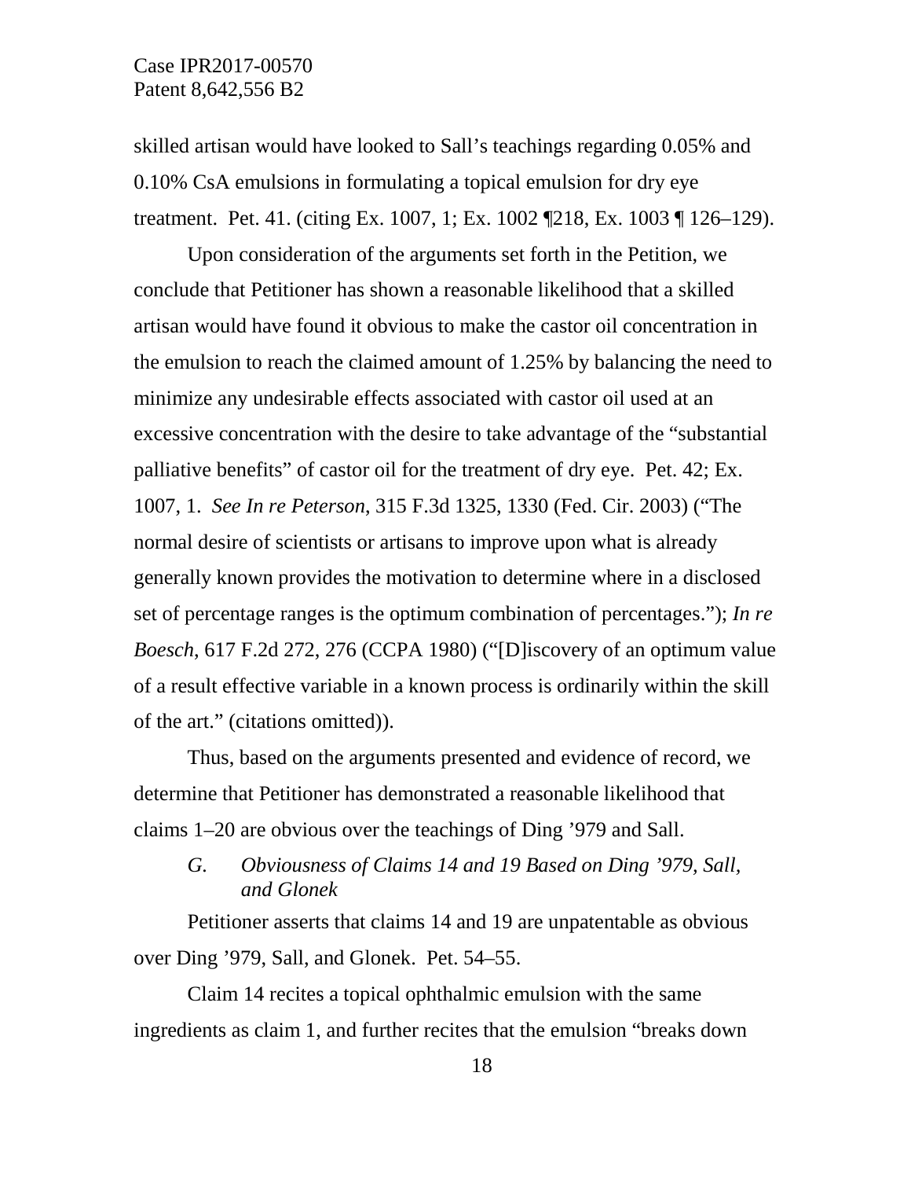skilled artisan would have looked to Sall's teachings regarding 0.05% and 0.10% CsA emulsions in formulating a topical emulsion for dry eye treatment. Pet. 41. (citing Ex. 1007, 1; Ex. 1002 ¶218, Ex. 1003 ¶ 126–129).

Upon consideration of the arguments set forth in the Petition, we conclude that Petitioner has shown a reasonable likelihood that a skilled artisan would have found it obvious to make the castor oil concentration in the emulsion to reach the claimed amount of 1.25% by balancing the need to minimize any undesirable effects associated with castor oil used at an excessive concentration with the desire to take advantage of the "substantial palliative benefits" of castor oil for the treatment of dry eye. Pet. 42; Ex. 1007, 1. *See In re Peterson*, 315 F.3d 1325, 1330 (Fed. Cir. 2003) ("The normal desire of scientists or artisans to improve upon what is already generally known provides the motivation to determine where in a disclosed set of percentage ranges is the optimum combination of percentages."); *In re Boesch*, 617 F.2d 272, 276 (CCPA 1980) ("[D]iscovery of an optimum value of a result effective variable in a known process is ordinarily within the skill of the art." (citations omitted)).

Thus, based on the arguments presented and evidence of record, we determine that Petitioner has demonstrated a reasonable likelihood that claims 1–20 are obvious over the teachings of Ding '979 and Sall.

### *G. Obviousness of Claims 14 and 19 Based on Ding '979, Sall, and Glonek*

Petitioner asserts that claims 14 and 19 are unpatentable as obvious over Ding '979, Sall, and Glonek. Pet. 54–55.

Claim 14 recites a topical ophthalmic emulsion with the same ingredients as claim 1, and further recites that the emulsion "breaks down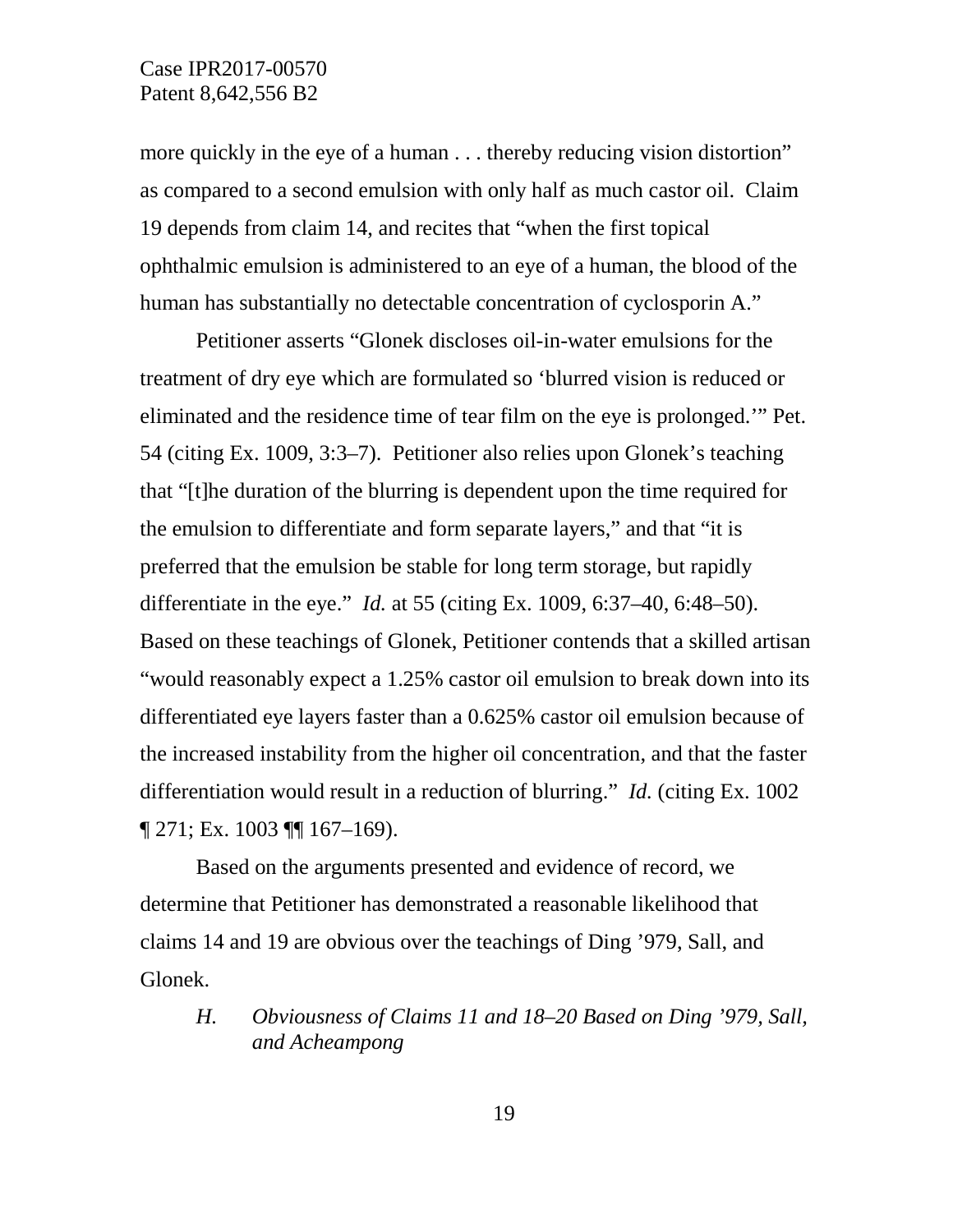more quickly in the eye of a human . . . thereby reducing vision distortion" as compared to a second emulsion with only half as much castor oil. Claim 19 depends from claim 14, and recites that "when the first topical ophthalmic emulsion is administered to an eye of a human, the blood of the human has substantially no detectable concentration of cyclosporin A."

Petitioner asserts "Glonek discloses oil-in-water emulsions for the treatment of dry eye which are formulated so 'blurred vision is reduced or eliminated and the residence time of tear film on the eye is prolonged.'" Pet. 54 (citing Ex. 1009, 3:3–7). Petitioner also relies upon Glonek's teaching that "[t]he duration of the blurring is dependent upon the time required for the emulsion to differentiate and form separate layers," and that "it is preferred that the emulsion be stable for long term storage, but rapidly differentiate in the eye." *Id.* at 55 (citing Ex. 1009, 6:37–40, 6:48–50). Based on these teachings of Glonek, Petitioner contends that a skilled artisan "would reasonably expect a 1.25% castor oil emulsion to break down into its differentiated eye layers faster than a 0.625% castor oil emulsion because of the increased instability from the higher oil concentration, and that the faster differentiation would result in a reduction of blurring." *Id.* (citing Ex. 1002 ¶ 271; Ex. 1003 ¶¶ 167–169).

Based on the arguments presented and evidence of record, we determine that Petitioner has demonstrated a reasonable likelihood that claims 14 and 19 are obvious over the teachings of Ding '979, Sall, and Glonek.

### *H. Obviousness of Claims 11 and 18–20 Based on Ding '979, Sall, and Acheampong*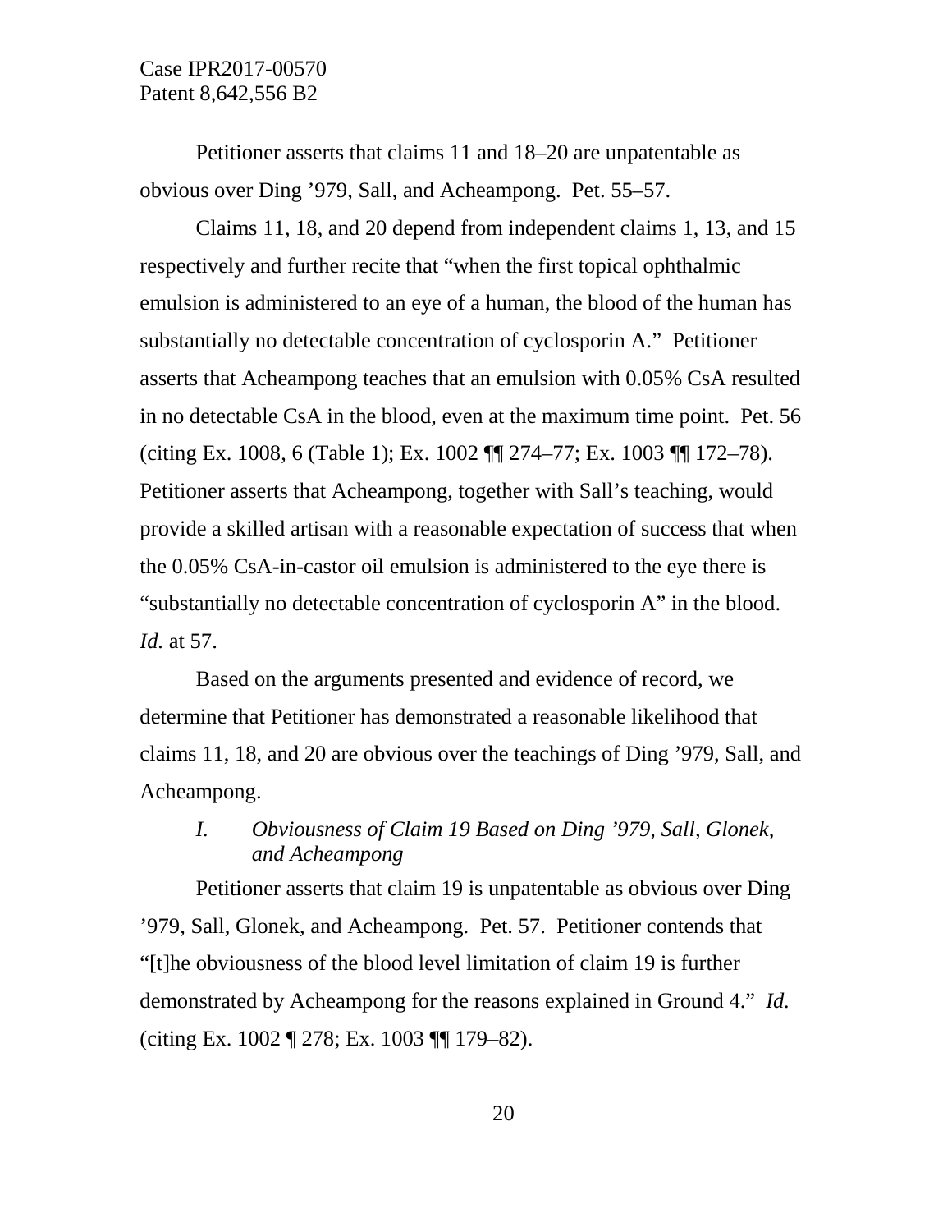Petitioner asserts that claims 11 and 18–20 are unpatentable as obvious over Ding ’979, Sall, and Acheampong. Pet. 55–57.

Claims 11, 18, and 20 depend from independent claims 1, 13, and 15 respectively and further recite that “when the first topical ophthalmic emulsion is administered to an eye of a human, the blood of the human has substantially no detectable concentration of cyclosporin A.” Petitioner asserts that Acheampong teaches that an emulsion with 0.05% CsA resulted in no detectable CsA in the blood, even at the maximum time point. Pet. 56 (citing Ex. 1008, 6 (Table 1); Ex. 1002 ¶¶ 274–77; Ex. 1003 ¶¶ 172–78). Petitioner asserts that Acheampong, together with Sall’s teaching, would provide a skilled artisan with a reasonable expectation of success that when the 0.05% CsA-in-castor oil emulsion is administered to the eye there is “substantially no detectable concentration of cyclosporin A” in the blood. *Id.* at 57.

Based on the arguments presented and evidence of record, we determine that Petitioner has demonstrated a reasonable likelihood that claims 11, 18, and 20 are obvious over the teachings of Ding ’979, Sall, and Acheampong.

### *I. Obviousness of Claim 19 Based on Ding ’979, Sall, Glonek, and Acheampong*

Petitioner asserts that claim 19 is unpatentable as obvious over Ding ’979, Sall, Glonek, and Acheampong. Pet. 57. Petitioner contends that “[t]he obviousness of the blood level limitation of claim 19 is further demonstrated by Acheampong for the reasons explained in Ground 4.” *Id.* (citing Ex. 1002 ¶ 278; Ex. 1003 ¶¶ 179–82).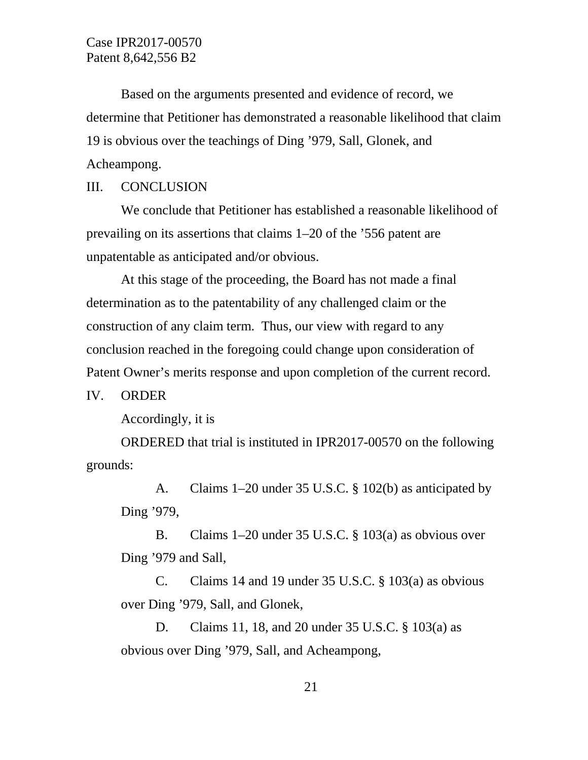Based on the arguments presented and evidence of record, we determine that Petitioner has demonstrated a reasonable likelihood that claim 19 is obvious over the teachings of Ding ’979, Sall, Glonek, and Acheampong.

## III. CONCLUSION

We conclude that Petitioner has established a reasonable likelihood of prevailing on its assertions that claims 1–20 of the ’556 patent are unpatentable as anticipated and/or obvious.

At this stage of the proceeding, the Board has not made a final determination as to the patentability of any challenged claim or the construction of any claim term. Thus, our view with regard to any conclusion reached in the foregoing could change upon consideration of Patent Owner’s merits response and upon completion of the current record.

## IV. ORDER

Accordingly, it is

ORDERED that trial is instituted in IPR2017-00570 on the following grounds:

A. Claims 1–20 under 35 U.S.C. § 102(b) as anticipated by Ding ’979,

B. Claims 1–20 under 35 U.S.C. § 103(a) as obvious over Ding ’979 and Sall,

C. Claims 14 and 19 under 35 U.S.C. § 103(a) as obvious over Ding ’979, Sall, and Glonek,

D. Claims 11, 18, and 20 under 35 U.S.C. § 103(a) as obvious over Ding ’979, Sall, and Acheampong,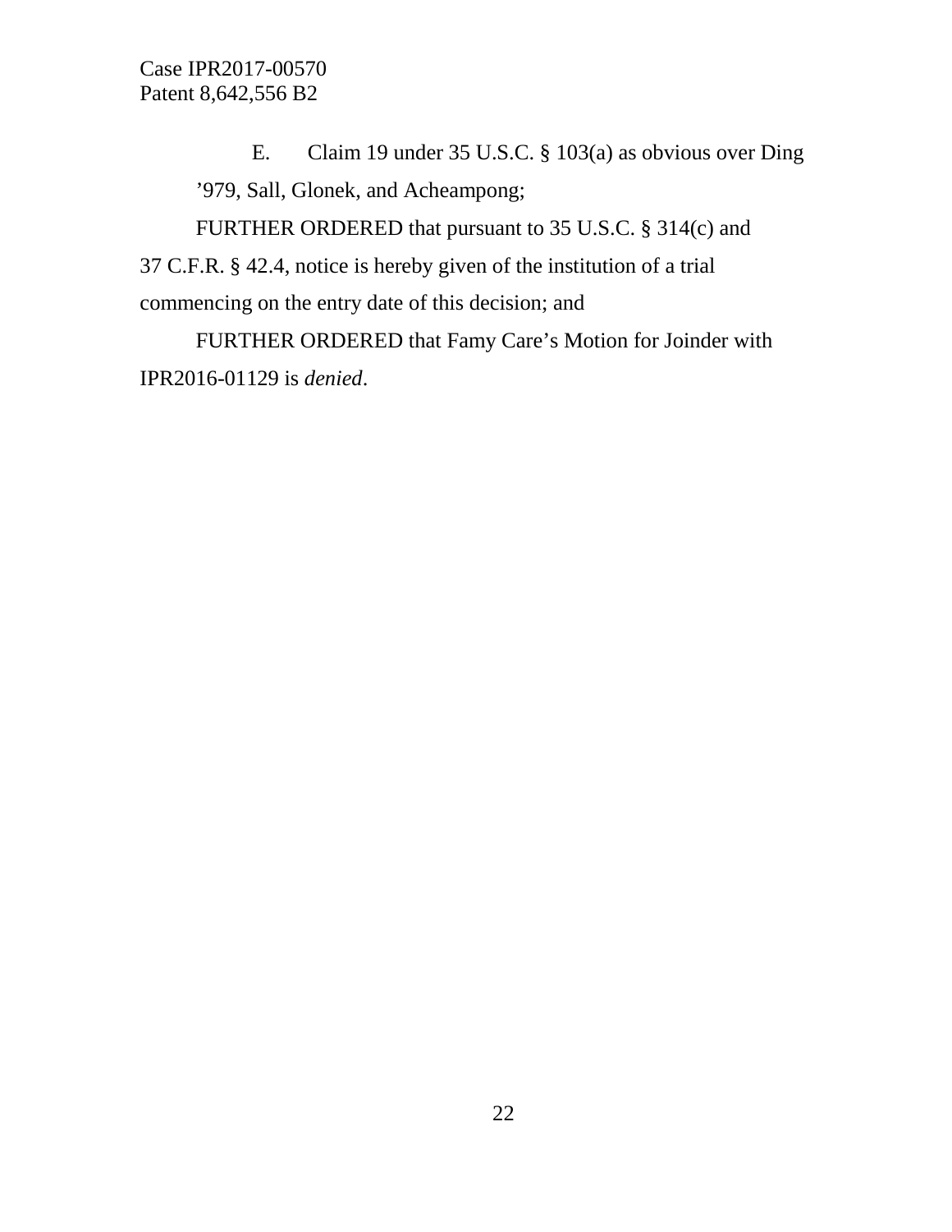E. Claim 19 under 35 U.S.C. § 103(a) as obvious over Ding ’979, Sall, Glonek, and Acheampong;

FURTHER ORDERED that pursuant to 35 U.S.C. § 314(c) and 37 C.F.R. § 42.4, notice is hereby given of the institution of a trial commencing on the entry date of this decision; and

FURTHER ORDERED that Famy Care’s Motion for Joinder with IPR2016-01129 is *denied*.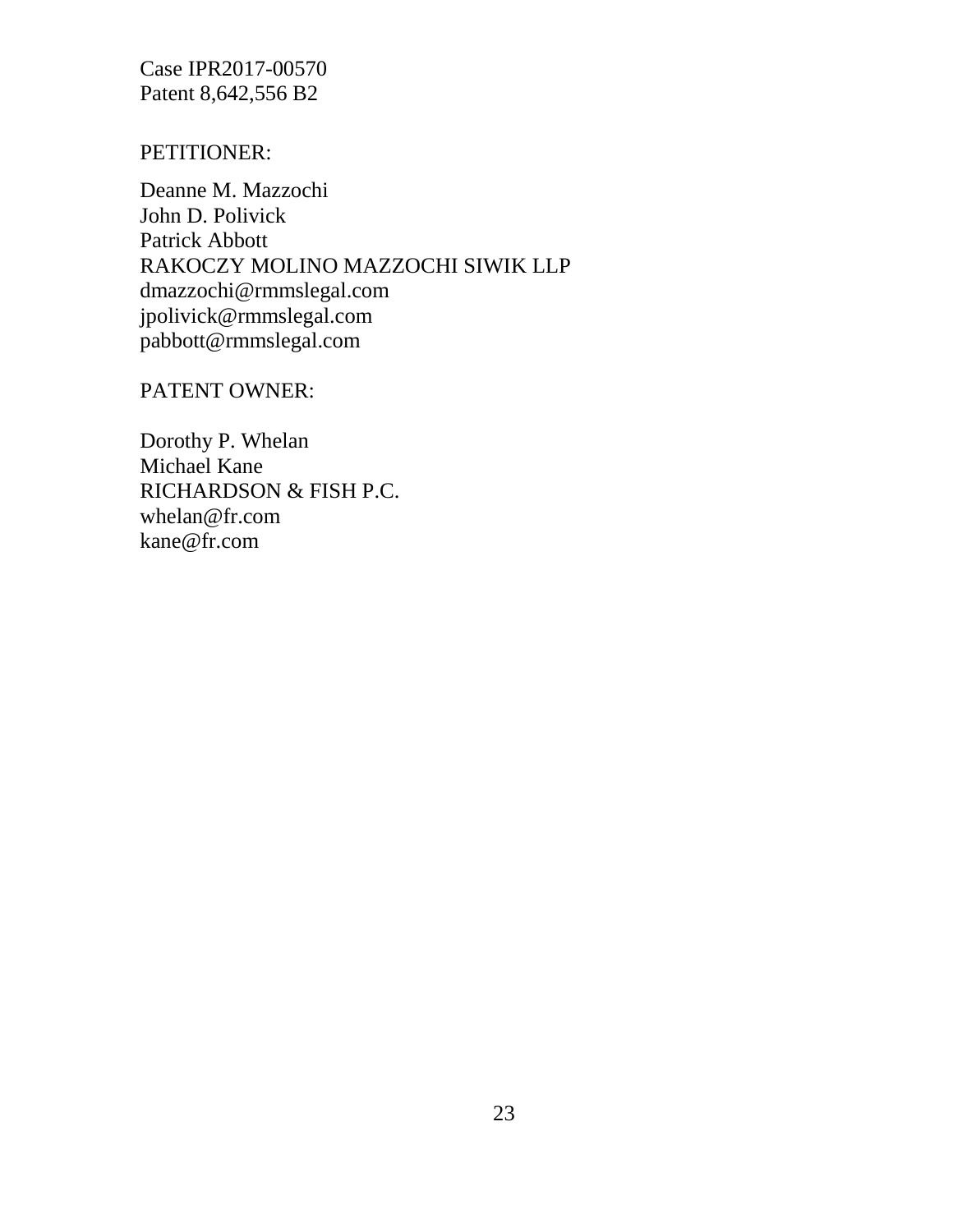PETITIONER:

Deanne M. Mazzochi
John D. Polivick
Patrick Abbott
RAKOCZY MOLINO MAZZOCHI SIWIK LLP
dmazzochi@rmmslegal.com
jpolivick@rmmslegal.com
pabbott@rmmslegal.com

PATENT OWNER:

Dorothy P. Whelan
Michael Kane
RICHARDSON & FISH P.C.
whelan@fr.com
kane@fr.com